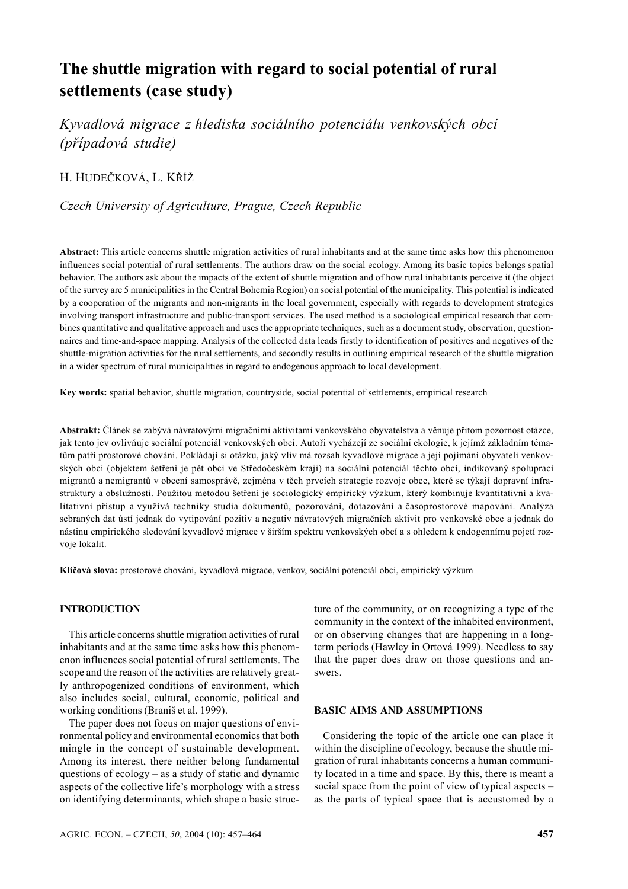# The shuttle migration with regard to social potential of rural settlements (case study)

*Kyvadlová migrace z hlediska sociálního potenciálu venkovských obcí (případová studie)*

H. Hudečková, L. Kříž

*Czech University of Agriculture, Prague, Czech Republic*

**Abstract:** This article concerns shuttle migration activities of rural inhabitants and at the same time asks how this phenomenon influences social potential of rural settlements. The authors draw on the social ecology. Among its basic topics belongs spatial behavior. The authors ask about the impacts of the extent of shuttle migration and of how rural inhabitants perceive it (the object of the survey are 5 municipalities in the Central Bohemia Region) on social potential of the municipality. This potential is indicated by a cooperation of the migrants and non-migrants in the local government, especially with regards to development strategies involving transport infrastructure and public-transport services. The used method is a sociological empirical research that combines quantitative and qualitative approach and uses the appropriate techniques, such as a document study, observation, questionnaires and time-and-space mapping. Analysis of the collected data leads firstly to identification of positives and negatives of the shuttle-migration activities for the rural settlements, and secondly results in outlining empirical research of the shuttle migration in a wider spectrum of rural municipalities in regard to endogenous approach to local development.

**Key words:** spatial behavior, shuttle migration, countryside, social potential of settlements, empirical research

**Abstrakt:** Článek se zabývá návratovými migračními aktivitami venkovského obyvatelstva a věnuje přitom pozornost otázce, jak tento jev ovlivňuje sociální potenciál venkovských obcí. Autoři vycházejí ze sociální ekologie, k jejímž základním tématům patří prostorové chování. Pokládají si otázku, jaký vliv má rozsah kyvadlové migrace a její pojímání obyvateli venkovských obcí (objektem šetření je pět obcí ve Středočeském kraji) na sociální potenciál těchto obcí, indikovaný spoluprací migrantů a nemigrantů v obecní samosprávě, zejména v těch prvcích strategie rozvoje obce, které se týkají dopravní infrastruktury a obslužnosti. Použitou metodou šetření je sociologický empirický výzkum, který kombinuje kvantitativní a kvalitativní přístup a využívá techniky studia dokumentů, pozorování, dotazování a časoprostorové mapování. Analýza sebraných dat ústí jednak do vytipování pozitiv a negativ návratových migračních aktivit pro venkovské obce a jednak do nástinu empirického sledování kyvadlové migrace v širším spektru venkovských obcí a s ohledem k endogennímu pojetí rozvoje lokalit.

**Klíčová slova:** prostorové chování, kyvadlová migrace, venkov, sociální potenciál obcí, empirický výzkum

## INTRODUCTION

This article concerns shuttle migration activities of rural inhabitants and at the same time asks how this phenomenon influences social potential of rural settlements. The scope and the reason of the activities are relatively greatly anthropogenized conditions of environment, which also includes social, cultural, economic, political and working conditions (Braniš et al. 1999).

The paper does not focus on major questions of environmental policy and environmental economics that both mingle in the concept of sustainable development. Among its interest, there neither belong fundamental questions of ecology – as a study of static and dynamic aspects of the collective life's morphology with a stress on identifying determinants, which shape a basic structure of the community, or on recognizing a type of the community in the context of the inhabited environment, or on observing changes that are happening in a long-term periods (Hawley in Ortová 1999). Needless to say that the paper does draw on those questions and answers.

## BASIC AIMS AND ASSUMPTIONS

Considering the topic of the article one can place it within the discipline of ecology, because the shuttle migration of rural inhabitants concerns a human community located in a time and space. By this, there is meant a social space from the point of view of typical aspects – as the parts of typical space that is accustomed by a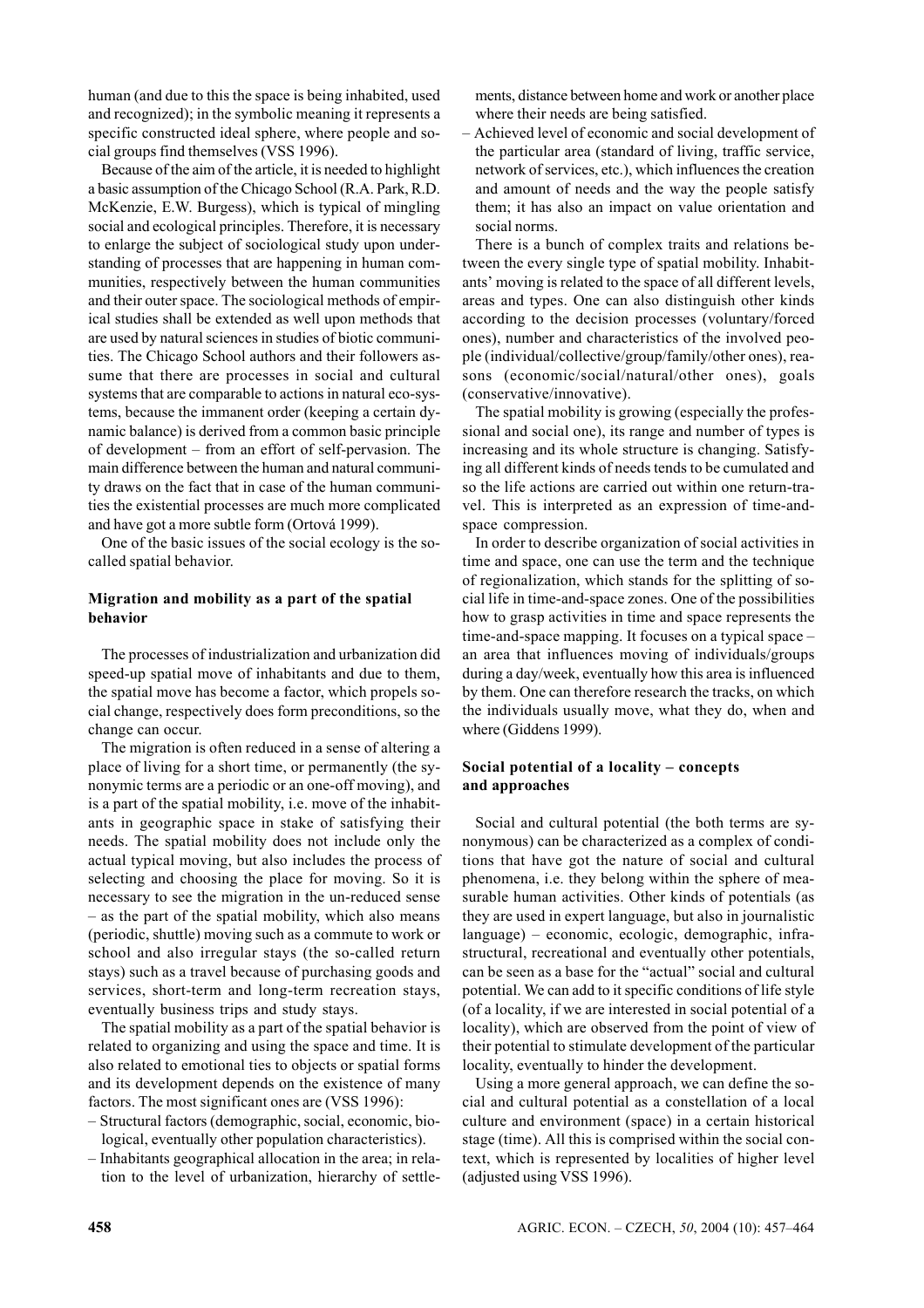human (and due to this the space is being inhabited, used and recognized); in the symbolic meaning it represents a specific constructed ideal sphere, where people and social groups find themselves (VSS 1996).

Because of the aim of the article, it is needed to highlight a basic assumption of the Chicago School (R.A. Park, R.D. McKenzie, E.W. Burgess), which is typical of mingling social and ecological principles. Therefore, it is necessary to enlarge the subject of sociological study upon understanding of processes that are happening in human communities, respectively between the human communities and their outer space. The sociological methods of empirical studies shall be extended as well upon methods that are used by natural sciences in studies of biotic communities. The Chicago School authors and their followers assume that there are processes in social and cultural systems that are comparable to actions in natural eco-systems, because the immanent order (keeping a certain dynamic balance) is derived from a common basic principle of development – from an effort of self-pervasion. The main difference between the human and natural community draws on the fact that in case of the human communities the existential processes are much more complicated and have got a more subtle form (Ortová 1999).

One of the basic issues of the social ecology is the so-called spatial behavior.

## Migration and mobility as a part of the spatial behavior

The processes of industrialization and urbanization did speed-up spatial move of inhabitants and due to them, the spatial move has become a factor, which propels social change, respectively does form preconditions, so the change can occur.

The migration is often reduced in a sense of altering a place of living for a short time, or permanently (the synonymic terms are a periodic or an one-off moving), and is a part of the spatial mobility, i.e. move of the inhabitants in geographic space in stake of satisfying their needs. The spatial mobility does not include only the actual typical moving, but also includes the process of selecting and choosing the place for moving. So it is necessary to see the migration in the un-reduced sense – as the part of the spatial mobility, which also means (periodic, shuttle) moving such as a commute to work or school and also irregular stays (the so-called return stays) such as a travel because of purchasing goods and services, short-term and long-term recreation stays, eventually business trips and study stays.

The spatial mobility as a part of the spatial behavior is related to organizing and using the space and time. It is also related to emotional ties to objects or spatial forms and its development depends on the existence of many factors. The most significant ones are (VSS 1996):

- Structural factors (demographic, social, economic, biological, eventually other population characteristics).
- Inhabitants geographical allocation in the area; in relation to the level of urbanization, hierarchy of settlements, distance between home and work or another place where their needs are being satisfied.
- Achieved level of economic and social development of the particular area (standard of living, traffic service, network of services, etc.), which influences the creation and amount of needs and the way the people satisfy them; it has also an impact on value orientation and social norms.

There is a bunch of complex traits and relations between the every single type of spatial mobility. Inhabitants' moving is related to the space of all different levels, areas and types. One can also distinguish other kinds according to the decision processes (voluntary/forced ones), number and characteristics of the involved people (individual/collective/group/family/other ones), reasons (economic/social/natural/other ones), goals (conservative/innovative).

The spatial mobility is growing (especially the professional and social one), its range and number of types is increasing and its whole structure is changing. Satisfying all different kinds of needs tends to be cumulated and so the life actions are carried out within one return-travel. This is interpreted as an expression of time-and-space compression.

In order to describe organization of social activities in time and space, one can use the term and the technique of regionalization, which stands for the splitting of social life in time-and-space zones. One of the possibilities how to grasp activities in time and space represents the time-and-space mapping. It focuses on a typical space – an area that influences moving of individuals/groups during a day/week, eventually how this area is influenced by them. One can therefore research the tracks, on which the individuals usually move, what they do, when and where (Giddens 1999).

## Social potential of a locality – concepts and approaches

Social and cultural potential (the both terms are synonymous) can be characterized as a complex of conditions that have got the nature of social and cultural phenomena, i.e. they belong within the sphere of measurable human activities. Other kinds of potentials (as they are used in expert language, but also in journalistic language) – economic, ecologic, demographic, infrastructural, recreational and eventually other potentials, can be seen as a base for the "actual" social and cultural potential. We can add to it specific conditions of life style (of a locality, if we are interested in social potential of a locality), which are observed from the point of view of their potential to stimulate development of the particular locality, eventually to hinder the development.

Using a more general approach, we can define the social and cultural potential as a constellation of a local culture and environment (space) in a certain historical stage (time). All this is comprised within the social context, which is represented by localities of higher level (adjusted using VSS 1996).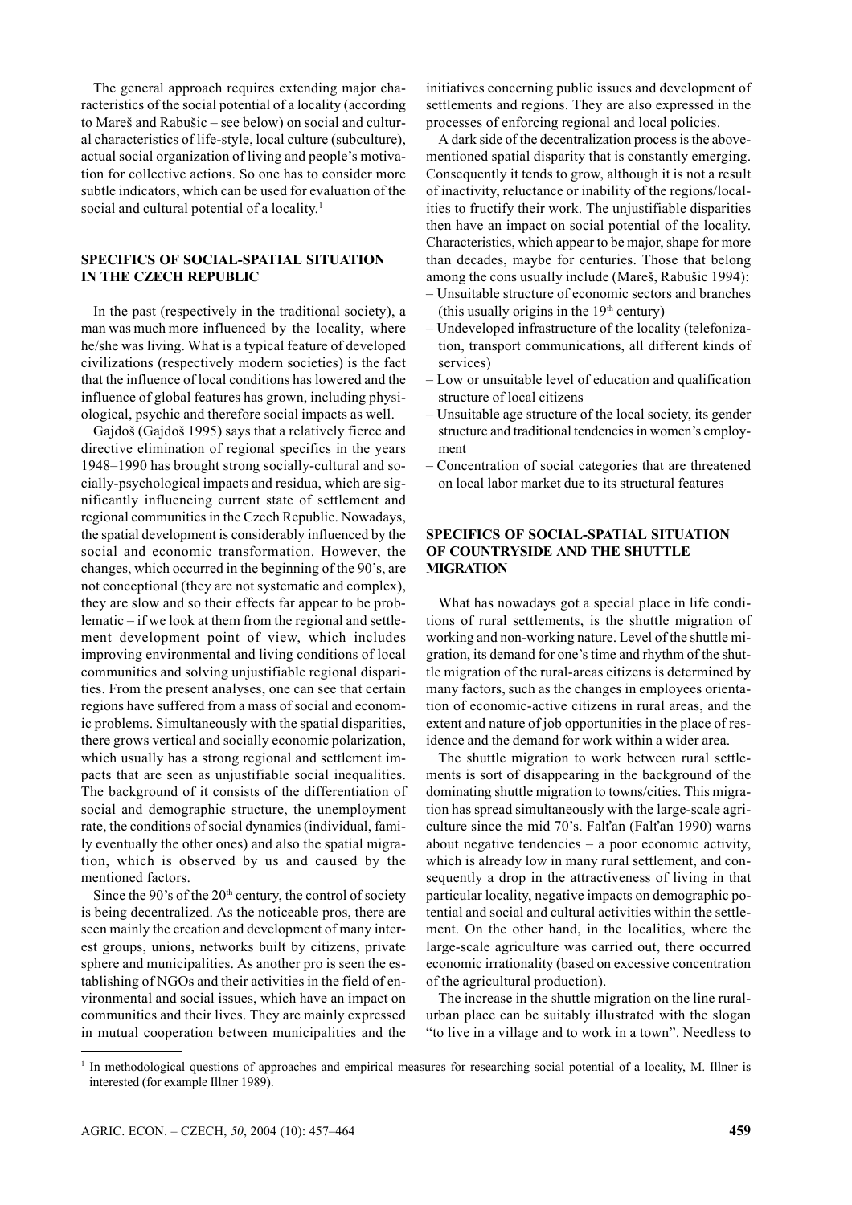The general approach requires extending major characteristics of the social potential of a locality (according to Mareš and Rabušic – see below) on social and cultural characteristics of life-style, local culture (subculture), actual social organization of living and people's motivation for collective actions. So one has to consider more subtle indicators, which can be used for evaluation of the social and cultural potential of a locality.[1]

## SPECIFICS OF SOCIAL-SPATIAL SITUATION IN THE CZECH REPUBLIC

In the past (respectively in the traditional society), a man was much more influenced by the locality, where he/she was living. What is a typical feature of developed civilizations (respectively modern societies) is the fact that the influence of local conditions has lowered and the influence of global features has grown, including physiological, psychic and therefore social impacts as well.

Gajdoš (Gajdoš 1995) says that a relatively fierce and directive elimination of regional specifics in the years 1948–1990 has brought strong socially-cultural and socially-psychological impacts and residua, which are significantly influencing current state of settlement and regional communities in the Czech Republic. Nowadays, the spatial development is considerably influenced by the social and economic transformation. However, the changes, which occurred in the beginning of the 90's, are not conceptional (they are not systematic and complex), they are slow and so their effects far appear to be problematic – if we look at them from the regional and settlement development point of view, which includes improving environmental and living conditions of local communities and solving unjustifiable regional disparities. From the present analyses, one can see that certain regions have suffered from a mass of social and economic problems. Simultaneously with the spatial disparities, there grows vertical and socially economic polarization, which usually has a strong regional and settlement impacts that are seen as unjustifiable social inequalities. The background of it consists of the differentiation of social and demographic structure, the unemployment rate, the conditions of social dynamics (individual, family eventually the other ones) and also the spatial migration, which is observed by us and caused by the mentioned factors.

Since the 90's of the 20th century, the control of society is being decentralized. As the noticeable pros, there are seen mainly the creation and development of many interest groups, unions, networks built by citizens, private sphere and municipalities. As another pro is seen the establishing of NGOs and their activities in the field of environmental and social issues, which have an impact on communities and their lives. They are mainly expressed in mutual cooperation between municipalities and the initiatives concerning public issues and development of settlements and regions. They are also expressed in the processes of enforcing regional and local policies.

A dark side of the decentralization process is the above-mentioned spatial disparity that is constantly emerging. Consequently it tends to grow, although it is not a result of inactivity, reluctance or inability of the regions/localities to fructify their work. The unjustifiable disparities then have an impact on social potential of the locality. Characteristics, which appear to be major, shape for more than decades, maybe for centuries. Those that belong among the cons usually include (Mareš, Rabušic 1994):

- Unsuitable structure of economic sectors and branches (this usually origins in the 19th century)
- Undeveloped infrastructure of the locality (telefonization, transport communications, all different kinds of services)
- Low or unsuitable level of education and qualification structure of local citizens
- Unsuitable age structure of the local society, its gender structure and traditional tendencies in women's employment
- Concentration of social categories that are threatened on local labor market due to its structural features

## SPECIFICS OF SOCIAL-SPATIAL SITUATION OF COUNTRYSIDE AND THE SHUTTLE MIGRATION

What has nowadays got a special place in life conditions of rural settlements, is the shuttle migration of working and non-working nature. Level of the shuttle migration, its demand for one's time and rhythm of the shuttle migration of the rural-areas citizens is determined by many factors, such as the changes in employees orientation of economic-active citizens in rural areas, and the extent and nature of job opportunities in the place of residence and the demand for work within a wider area.

The shuttle migration to work between rural settlements is sort of disappearing in the background of the dominating shuttle migration to towns/cities. This migration has spread simultaneously with the large-scale agriculture since the mid 70's. Falťan (Falťan 1990) warns about negative tendencies – a poor economic activity, which is already low in many rural settlement, and consequently a drop in the attractiveness of living in that particular locality, negative impacts on demographic potential and social and cultural activities within the settlement. On the other hand, in the localities, where the large-scale agriculture was carried out, there occurred economic irrationality (based on excessive concentration of the agricultural production).

The increase in the shuttle migration on the line rural-urban place can be suitably illustrated with the slogan "to live in a village and to work in a town". Needless to

[1] In methodological questions of approaches and empirical measures for researching social potential of a locality, M. Illner is interested (for example Illner 1989).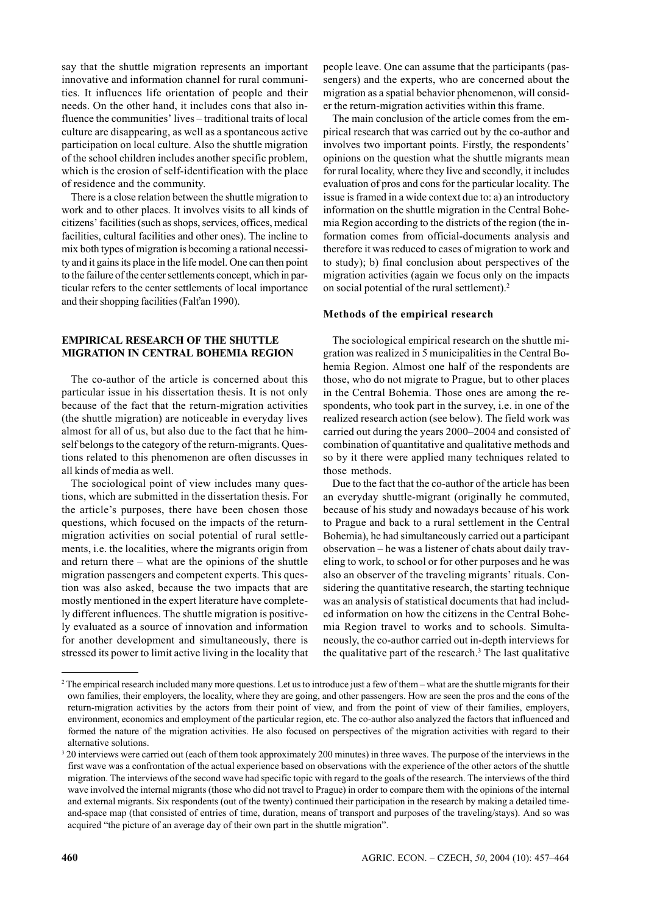say that the shuttle migration represents an important innovative and information channel for rural communities. It influences life orientation of people and their needs. On the other hand, it includes cons that also influence the communities' lives – traditional traits of local culture are disappearing, as well as a spontaneous active participation on local culture. Also the shuttle migration of the school children includes another specific problem, which is the erosion of self-identification with the place of residence and the community.

There is a close relation between the shuttle migration to work and to other places. It involves visits to all kinds of citizens' facilities (such as shops, services, offices, medical facilities, cultural facilities and other ones). The incline to mix both types of migration is becoming a rational necessity and it gains its place in the life model. One can then point to the failure of the center settlements concept, which in particular refers to the center settlements of local importance and their shopping facilities (Falťan 1990).

## EMPIRICAL RESEARCH OF THE SHUTTLE MIGRATION IN CENTRAL BOHEMIA REGION

The co-author of the article is concerned about this particular issue in his dissertation thesis. It is not only because of the fact that the return-migration activities (the shuttle migration) are noticeable in everyday lives almost for all of us, but also due to the fact that he himself belongs to the category of the return-migrants. Questions related to this phenomenon are often discusses in all kinds of media as well.

The sociological point of view includes many questions, which are submitted in the dissertation thesis. For the article's purposes, there have been chosen those questions, which focused on the impacts of the return-migration activities on social potential of rural settlements, i.e. the localities, where the migrants origin from and return there – what are the opinions of the shuttle migration passengers and competent experts. This question was also asked, because the two impacts that are mostly mentioned in the expert literature have completely different influences. The shuttle migration is positively evaluated as a source of innovation and information for another development and simultaneously, there is stressed its power to limit active living in the locality that people leave. One can assume that the participants (passengers) and the experts, who are concerned about the migration as a spatial behavior phenomenon, will consider the return-migration activities within this frame.

The main conclusion of the article comes from the empirical research that was carried out by the co-author and involves two important points. Firstly, the respondents' opinions on the question what the shuttle migrants mean for rural locality, where they live and secondly, it includes evaluation of pros and cons for the particular locality. The issue is framed in a wide context due to: a) an introductory information on the shuttle migration in the Central Bohemia Region according to the districts of the region (the information comes from official-documents analysis and therefore it was reduced to cases of migration to work and to study); b) final conclusion about perspectives of the migration activities (again we focus only on the impacts on social potential of the rural settlement).[2]

### Methods of the empirical research

The sociological empirical research on the shuttle migration was realized in 5 municipalities in the Central Bohemia Region. Almost one half of the respondents are those, who do not migrate to Prague, but to other places in the Central Bohemia. Those ones are among the respondents, who took part in the survey, i.e. in one of the realized research action (see below). The field work was carried out during the years 2000–2004 and consisted of combination of quantitative and qualitative methods and so by it there were applied many techniques related to those methods.

Due to the fact that the co-author of the article has been an everyday shuttle-migrant (originally he commuted, because of his study and nowadays because of his work to Prague and back to a rural settlement in the Central Bohemia), he had simultaneously carried out a participant observation – he was a listener of chats about daily traveling to work, to school or for other purposes and he was also an observer of the traveling migrants' rituals. Considering the quantitative research, the starting technique was an analysis of statistical documents that had included information on how the citizens in the Central Bohemia Region travel to works and to schools. Simultaneously, the co-author carried out in-depth interviews for the qualitative part of the research.[3] The last qualitative

---

[2] The empirical research included many more questions. Let us to introduce just a few of them – what are the shuttle migrants for their own families, their employers, the locality, where they are going, and other passengers. How are seen the pros and the cons of the return-migration activities by the actors from their point of view, and from the point of view of their families, employers, environment, economics and employment of the particular region, etc. The co-author also analyzed the factors that influenced and formed the nature of the migration activities. He also focused on perspectives of the migration activities with regard to their alternative solutions.

[3] 20 interviews were carried out (each of them took approximately 200 minutes) in three waves. The purpose of the interviews in the first wave was a confrontation of the actual experience based on observations with the experience of the other actors of the shuttle migration. The interviews of the second wave had specific topic with regard to the goals of the research. The interviews of the third wave involved the internal migrants (those who did not travel to Prague) in order to compare them with the opinions of the internal and external migrants. Six respondents (out of the twenty) continued their participation in the research by making a detailed time-and-space map (that consisted of entries of time, duration, means of transport and purposes of the traveling/stays). And so was acquired "the picture of an average day of their own part in the shuttle migration".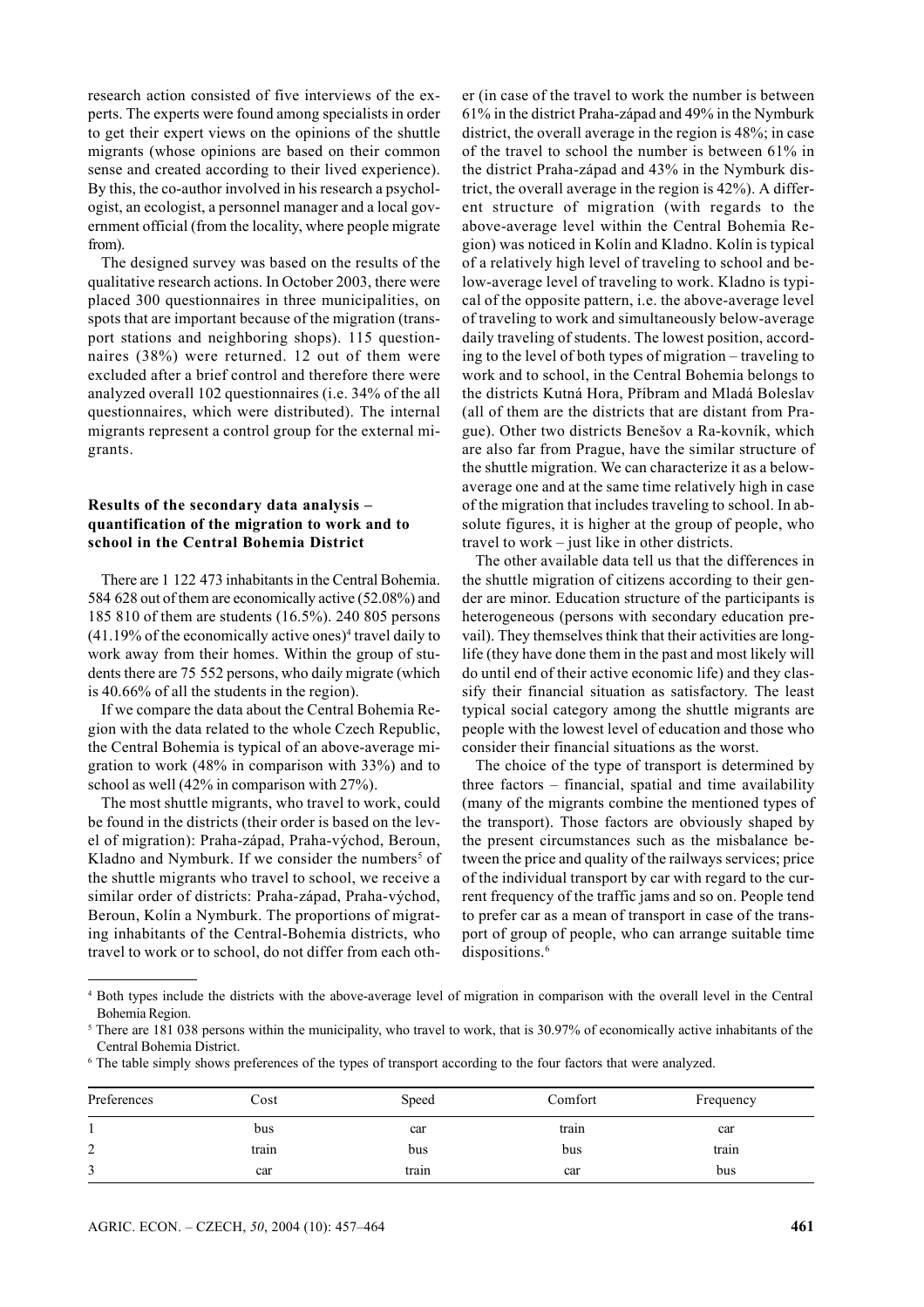research action consisted of five interviews of the experts. The experts were found among specialists in order to get their expert views on the opinions of the shuttle migrants (whose opinions are based on their common sense and created according to their lived experience). By this, the co-author involved in his research a psychologist, an ecologist, a personnel manager and a local government official (from the locality, where people migrate from).

The designed survey was based on the results of the qualitative research actions. In October 2003, there were placed 300 questionnaires in three municipalities, on spots that are important because of the migration (transport stations and neighboring shops). 115 questionnaires (38%) were returned. 12 out of them were excluded after a brief control and therefore there were analyzed overall 102 questionnaires (i.e. 34% of the all questionnaires, which were distributed). The internal migrants represent a control group for the external migrants.

### Results of the secondary data analysis – quantification of the migration to work and to school in the Central Bohemia District

There are 1 122 473 inhabitants in the Central Bohemia. 584 628 out of them are economically active (52.08%) and 185 810 of them are students (16.5%). 240 805 persons (41.19% of the economically active ones)[4] travel daily to work away from their homes. Within the group of students there are 75 552 persons, who daily migrate (which is 40.66% of all the students in the region).

If we compare the data about the Central Bohemia Region with the data related to the whole Czech Republic, the Central Bohemia is typical of an above-average migration to work (48% in comparison with 33%) and to school as well (42% in comparison with 27%).

The most shuttle migrants, who travel to work, could be found in the districts (their order is based on the level of migration): Praha-západ, Praha-východ, Beroun, Kladno and Nymburk. If we consider the numbers[5] of the shuttle migrants who travel to school, we receive a similar order of districts: Praha-západ, Praha-východ, Beroun, Kolín a Nymburk. The proportions of migrating inhabitants of the Central-Bohemia districts, who travel to work or to school, do not differ from each other (in case of the travel to work the number is between 61% in the district Praha-západ and 49% in the Nymburk district, the overall average in the region is 48%; in case of the travel to school the number is between 61% in the district Praha-západ and 43% in the Nymburk district, the overall average in the region is 42%). A different structure of migration (with regards to the above-average level within the Central Bohemia Region) was noticed in Kolín and Kladno. Kolín is typical of a relatively high level of traveling to school and below-average level of traveling to work. Kladno is typical of the opposite pattern, i.e. the above-average level of traveling to work and simultaneously below-average daily traveling of students. The lowest position, according to the level of both types of migration – traveling to work and to school, in the Central Bohemia belongs to the districts Kutná Hora, Příbram and Mladá Boleslav (all of them are the districts that are distant from Prague). Other two districts Benešov a Ra-kovník, which are also far from Prague, have the similar structure of the shuttle migration. We can characterize it as a below-average one and at the same time relatively high in case of the migration that includes traveling to school. In absolute figures, it is higher at the group of people, who travel to work – just like in other districts.

The other available data tell us that the differences in the shuttle migration of citizens according to their gender are minor. Education structure of the participants is heterogeneous (persons with secondary education prevail). They themselves think that their activities are long-life (they have done them in the past and most likely will do until end of their active economic life) and they classify their financial situation as satisfactory. The least typical social category among the shuttle migrants are people with the lowest level of education and those who consider their financial situations as the worst.

The choice of the type of transport is determined by three factors – financial, spatial and time availability (many of the migrants combine the mentioned types of the transport). Those factors are obviously shaped by the present circumstances such as the misbalance between the price and quality of the railways services; price of the individual transport by car with regard to the current frequency of the traffic jams and so on. People tend to prefer car as a mean of transport in case of the transport of group of people, who can arrange suitable time dispositions.[6]

[4] Both types include the districts with the above-average level of migration in comparison with the overall level in the Central Bohemia Region.

[5] There are 181 038 persons within the municipality, who travel to work, that is 30.97% of economically active inhabitants of the Central Bohemia District.

[6] The table simply shows preferences of the types of transport according to the four factors that were analyzed.

| Preferences | Cost | Speed | Comfort | Frequency |
|---|---|---|---|---|
| 1 | bus | car | train | car |
| 2 | train | bus | bus | train |
| 3 | car | train | car | bus |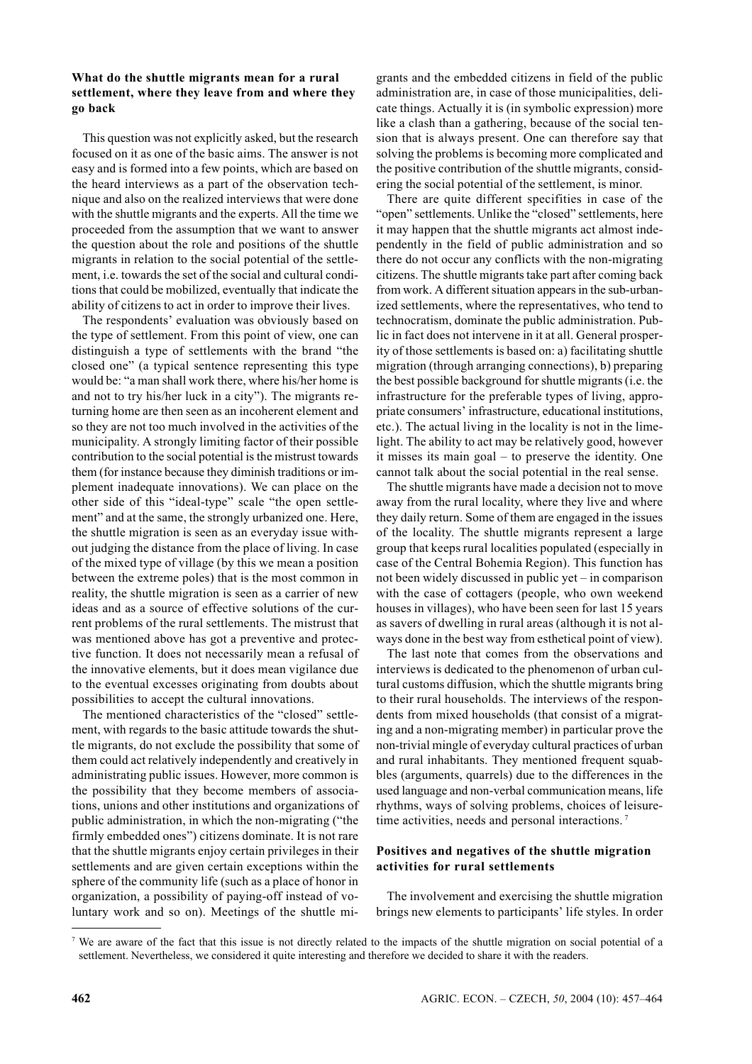### What do the shuttle migrants mean for a rural settlement, where they leave from and where they go back

This question was not explicitly asked, but the research focused on it as one of the basic aims. The answer is not easy and is formed into a few points, which are based on the heard interviews as a part of the observation technique and also on the realized interviews that were done with the shuttle migrants and the experts. All the time we proceeded from the assumption that we want to answer the question about the role and positions of the shuttle migrants in relation to the social potential of the settlement, i.e. towards the set of the social and cultural conditions that could be mobilized, eventually that indicate the ability of citizens to act in order to improve their lives.

The respondents' evaluation was obviously based on the type of settlement. From this point of view, one can distinguish a type of settlements with the brand "the closed one" (a typical sentence representing this type would be: "a man shall work there, where his/her home is and not to try his/her luck in a city"). The migrants returning home are then seen as an incoherent element and so they are not too much involved in the activities of the municipality. A strongly limiting factor of their possible contribution to the social potential is the mistrust towards them (for instance because they diminish traditions or implement inadequate innovations). We can place on the other side of this "ideal-type" scale "the open settlement" and at the same, the strongly urbanized one. Here, the shuttle migration is seen as an everyday issue without judging the distance from the place of living. In case of the mixed type of village (by this we mean a position between the extreme poles) that is the most common in reality, the shuttle migration is seen as a carrier of new ideas and as a source of effective solutions of the current problems of the rural settlements. The mistrust that was mentioned above has got a preventive and protective function. It does not necessarily mean a refusal of the innovative elements, but it does mean vigilance due to the eventual excesses originating from doubts about possibilities to accept the cultural innovations.

The mentioned characteristics of the "closed" settlement, with regards to the basic attitude towards the shuttle migrants, do not exclude the possibility that some of them could act relatively independently and creatively in administrating public issues. However, more common is the possibility that they become members of associations, unions and other institutions and organizations of public administration, in which the non-migrating ("the firmly embedded ones") citizens dominate. It is not rare that the shuttle migrants enjoy certain privileges in their settlements and are given certain exceptions within the sphere of the community life (such as a place of honor in organization, a possibility of paying-off instead of voluntary work and so on). Meetings of the shuttle migrants and the embedded citizens in field of the public administration are, in case of those municipalities, delicate things. Actually it is (in symbolic expression) more like a clash than a gathering, because of the social tension that is always present. One can therefore say that solving the problems is becoming more complicated and the positive contribution of the shuttle migrants, considering the social potential of the settlement, is minor.

There are quite different specifities in case of the "open" settlements. Unlike the "closed" settlements, here it may happen that the shuttle migrants act almost independently in the field of public administration and so there do not occur any conflicts with the non-migrating citizens. The shuttle migrants take part after coming back from work. A different situation appears in the sub-urbanized settlements, where the representatives, who tend to technocratism, dominate the public administration. Public in fact does not intervene in it at all. General prosperity of those settlements is based on: a) facilitating shuttle migration (through arranging connections), b) preparing the best possible background for shuttle migrants (i.e. the infrastructure for the preferable types of living, appropriate consumers' infrastructure, educational institutions, etc.). The actual living in the locality is not in the limelight. The ability to act may be relatively good, however it misses its main goal – to preserve the identity. One cannot talk about the social potential in the real sense.

The shuttle migrants have made a decision not to move away from the rural locality, where they live and where they daily return. Some of them are engaged in the issues of the locality. The shuttle migrants represent a large group that keeps rural localities populated (especially in case of the Central Bohemia Region). This function has not been widely discussed in public yet – in comparison with the case of cottagers (people, who own weekend houses in villages), who have been seen for last 15 years as savers of dwelling in rural areas (although it is not always done in the best way from esthetical point of view).

The last note that comes from the observations and interviews is dedicated to the phenomenon of urban cultural customs diffusion, which the shuttle migrants bring to their rural households. The interviews of the respondents from mixed households (that consist of a migrating and a non-migrating member) in particular prove the non-trivial mingle of everyday cultural practices of urban and rural inhabitants. They mentioned frequent squabbles (arguments, quarrels) due to the differences in the used language and non-verbal communication means, life rhythms, ways of solving problems, choices of leisure-time activities, needs and personal interactions.[7]

### Positives and negatives of the shuttle migration activities for rural settlements

The involvement and exercising the shuttle migration brings new elements to participants' life styles. In order

---

[7] We are aware of the fact that this issue is not directly related to the impacts of the shuttle migration on social potential of a settlement. Nevertheless, we considered it quite interesting and therefore we decided to share it with the readers.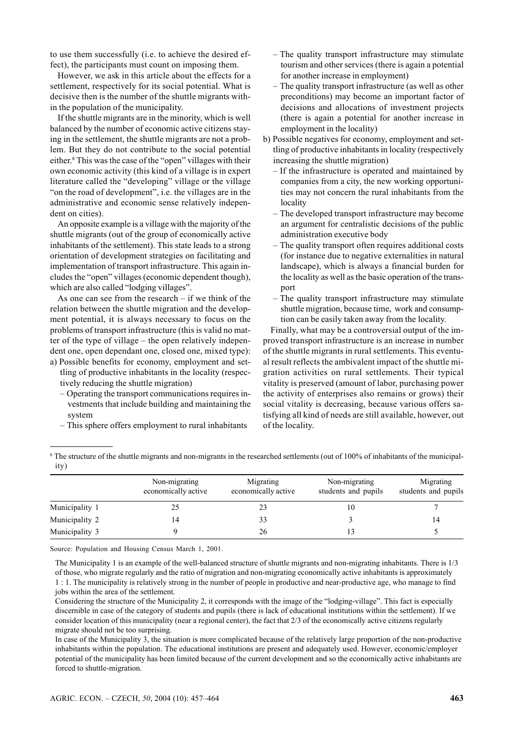to use them successfully (i.e. to achieve the desired effect), the participants must count on imposing them.

However, we ask in this article about the effects for a settlement, respectively for its social potential. What is decisive then is the number of the shuttle migrants within the population of the municipality.

If the shuttle migrants are in the minority, which is well balanced by the number of economic active citizens staying in the settlement, the shuttle migrants are not a problem. But they do not contribute to the social potential either.[8] This was the case of the "open" villages with their own economic activity (this kind of a village is in expert literature called the "developing" village or the village "on the road of development", i.e. the villages are in the administrative and economic sense relatively independent on cities).

An opposite example is a village with the majority of the shuttle migrants (out of the group of economically active inhabitants of the settlement). This state leads to a strong orientation of development strategies on facilitating and implementation of transport infrastructure. This again includes the "open" villages (economic dependent though), which are also called "lodging villages".

As one can see from the research – if we think of the relation between the shuttle migration and the development potential, it is always necessary to focus on the problems of transport infrastructure (this is valid no matter of the type of village – the open relatively independent one, open dependant one, closed one, mixed type):

a) Possible benefits for economy, employment and settling of productive inhabitants in the locality (respectively reducing the shuttle migration)
   - Operating the transport communications requires investments that include building and maintaining the system
   - This sphere offers employment to rural inhabitants
   - The quality transport infrastructure may stimulate tourism and other services (there is again a potential for another increase in employment)
   - The quality transport infrastructure (as well as other preconditions) may become an important factor of decisions and allocations of investment projects (there is again a potential for another increase in employment in the locality)

b) Possible negatives for economy, employment and settling of productive inhabitants in locality (respectively increasing the shuttle migration)
   - If the infrastructure is operated and maintained by companies from a city, the new working opportunities may not concern the rural inhabitants from the locality
   - The developed transport infrastructure may become an argument for centralistic decisions of the public administration executive body
   - The quality transport often requires additional costs (for instance due to negative externalities in natural landscape), which is always a financial burden for the locality as well as the basic operation of the transport
   - The quality transport infrastructure may stimulate shuttle migration, because time, work and consumption can be easily taken away from the locality.

Finally, what may be a controversial output of the improved transport infrastructure is an increase in number of the shuttle migrants in rural settlements. This eventual result reflects the ambivalent impact of the shuttle migration activities on rural settlements. Their typical vitality is preserved (amount of labor, purchasing power the activity of enterprises also remains or grows) their social vitality is decreasing, because various offers satisfying all kind of needs are still available, however, out of the locality.

---

[8] The structure of the shuttle migrants and non-migrants in the researched settlements (out of 100% of inhabitants of the municipality)

| | Non-migrating economically active | Migrating economically active | Non-migrating students and pupils | Migrating students and pupils |
|---|---|---|---|---|
| Municipality 1 | 25 | 23 | 10 | 7 |
| Municipality 2 | 14 | 33 | 3 | 14 |
| Municipality 3 | 9 | 26 | 13 | 5 |

Source: Population and Housing Census March 1, 2001.

The Municipality 1 is an example of the well-balanced structure of shuttle migrants and non-migrating inhabitants. There is 1/3 of those, who migrate regularly and the ratio of migration and non-migrating economically active inhabitants is approximately 1 : 1. The municipality is relatively strong in the number of people in productive and near-productive age, who manage to find jobs within the area of the settlement.

Considering the structure of the Municipality 2, it corresponds with the image of the "lodging-village". This fact is especially discernible in case of the category of students and pupils (there is lack of educational institutions within the settlement). If we consider location of this municipality (near a regional center), the fact that 2/3 of the economically active citizens regularly migrate should not be too surprising.

In case of the Municipality 3, the situation is more complicated because of the relatively large proportion of the non-productive inhabitants within the population. The educational institutions are present and adequately used. However, economic/employer potential of the municipality has been limited because of the current development and so the economically active inhabitants are forced to shuttle-migration.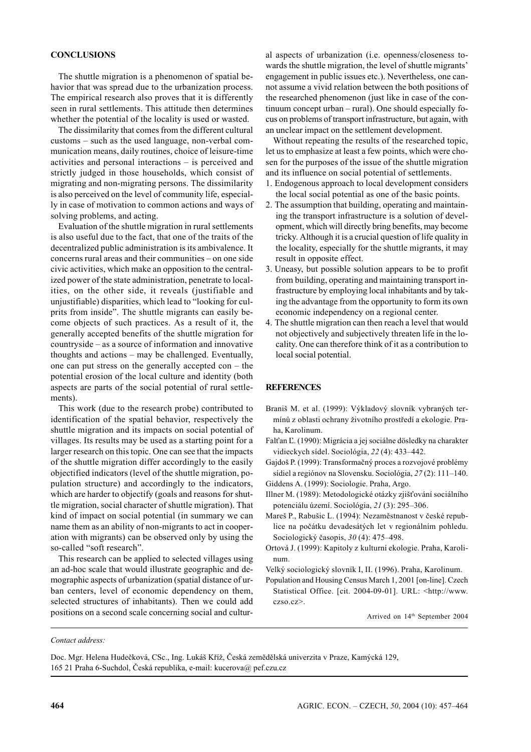## CONCLUSIONS

The shuttle migration is a phenomenon of spatial behavior that was spread due to the urbanization process. The empirical research also proves that it is differently seen in rural settlements. This attitude then determines whether the potential of the locality is used or wasted.

The dissimilarity that comes from the different cultural customs – such as the used language, non-verbal communication means, daily routines, choice of leisure-time activities and personal interactions – is perceived and strictly judged in those households, which consist of migrating and non-migrating persons. The dissimilarity is also perceived on the level of community life, especially in case of motivation to common actions and ways of solving problems, and acting.

Evaluation of the shuttle migration in rural settlements is also useful due to the fact, that one of the traits of the decentralized public administration is its ambivalence. It concerns rural areas and their communities – on one side civic activities, which make an opposition to the centralized power of the state administration, penetrate to localities, on the other side, it reveals (justifiable and unjustifiable) disparities, which lead to "looking for culprits from inside". The shuttle migrants can easily become objects of such practices. As a result of it, the generally accepted benefits of the shuttle migration for countryside – as a source of information and innovative thoughts and actions – may be challenged. Eventually, one can put stress on the generally accepted con – the potential erosion of the local culture and identity (both aspects are parts of the social potential of rural settlements).

This work (due to the research probe) contributed to identification of the spatial behavior, respectively the shuttle migration and its impacts on social potential of villages. Its results may be used as a starting point for a larger research on this topic. One can see that the impacts of the shuttle migration differ accordingly to the easily objectified indicators (level of the shuttle migration, population structure) and accordingly to the indicators, which are harder to objectify (goals and reasons for shuttle migration, social character of shuttle migration). That kind of impact on social potential (in summary we can name them as an ability of non-migrants to act in cooperation with migrants) can be observed only by using the so-called "soft research".

This research can be applied to selected villages using an ad-hoc scale that would illustrate geographic and demographic aspects of urbanization (spatial distance of urban centers, level of economic dependency on them, selected structures of inhabitants). Then we could add positions on a second scale concerning social and cultural aspects of urbanization (i.e. openness/closeness towards the shuttle migration, the level of shuttle migrants' engagement in public issues etc.). Nevertheless, one cannot assume a vivid relation between the both positions of the researched phenomenon (just like in case of the continuum concept urban – rural). One should especially focus on problems of transport infrastructure, but again, with an unclear impact on the settlement development.

Without repeating the results of the researched topic, let us to emphasize at least a few points, which were chosen for the purposes of the issue of the shuttle migration and its influence on social potential of settlements.

1. Endogenous approach to local development considers the local social potential as one of the basic points.
2. The assumption that building, operating and maintaining the transport infrastructure is a solution of development, which will directly bring benefits, may become tricky. Although it is a crucial question of life quality in the locality, especially for the shuttle migrants, it may result in opposite effect.
3. Uneasy, but possible solution appears to be to profit from building, operating and maintaining transport infrastructure by employing local inhabitants and by taking the advantage from the opportunity to form its own economic independency on a regional center.
4. The shuttle migration can then reach a level that would not objectively and subjectively threaten life in the locality. One can therefore think of it as a contribution to local social potential.

## REFERENCES

Braniš M. et al. (1999): Výkladový slovník vybraných termínů z oblasti ochrany životního prostředí a ekologie. Praha, Karolinum.

Falťan Ľ. (1990): Migrácia a jej sociálne dôsledky na charakter vidieckych sídel. Sociológia, *22* (4): 433–442.

Gajdoš P. (1999): Transformačný proces a rozvojové problémy sídiel a regiónov na Slovensku. Sociológia, *27* (2): 111–140.

Giddens A. (1999): Sociologie. Praha, Argo.

Illner M. (1989): Metodologické otázky zjišťování sociálního potenciálu území. Sociológia, *21* (3): 295–306.

Mareš P., Rabušic L. (1994): Nezaměstnanost v české republice na počátku devadesátých let v regionálním pohledu. Sociologický časopis, *30* (4): 475–498.

Ortová J. (1999): Kapitoly z kulturní ekologie. Praha, Karolinum.

Velký sociologický slovník I, II. (1996). Praha, Karolinum.

Population and Housing Census March 1, 2001 [on-line]. Czech Statistical Office. [cit. 2004-09-01]. URL: <http://www.czso.cz>.

Arrived on 14th September 2004

*Contact address:*

Doc. Mgr. Helena Hudečková, CSc., Ing. Lukáš Kříž, Česká zemědělská univerzita v Praze, Kamýcká 129, 165 21 Praha 6-Suchdol, Česká republika, e-mail: kucerova@ pef.czu.cz